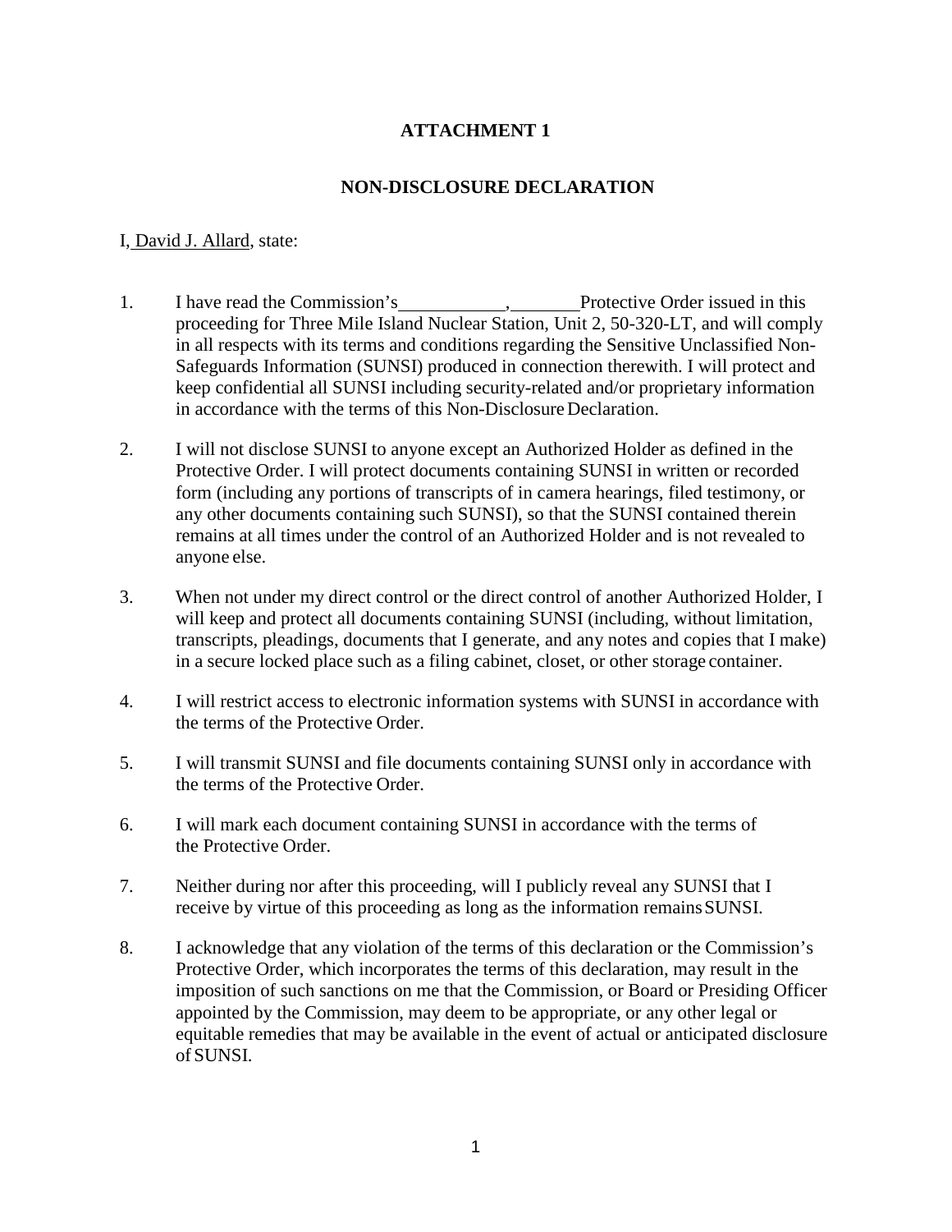# ATTACHMENT 1

## NON-DISCLOSURE DECLARATION

I, David J. Allard, state:

1. I have read the Commission's ___________, _______ Protective Order issued in this proceeding for Three Mile Island Nuclear Station, Unit 2, 50-320-LT, and will comply in all respects with its terms and conditions regarding the Sensitive Unclassified Non-Safeguards Information (SUNSI) produced in connection therewith. I will protect and keep confidential all SUNSI including security-related and/or proprietary information in accordance with the terms of this Non-Disclosure Declaration.

2. I will not disclose SUNSI to anyone except an Authorized Holder as defined in the Protective Order. I will protect documents containing SUNSI in written or recorded form (including any portions of transcripts of in camera hearings, filed testimony, or any other documents containing such SUNSI), so that the SUNSI contained therein remains at all times under the control of an Authorized Holder and is not revealed to anyone else.

3. When not under my direct control or the direct control of another Authorized Holder, I will keep and protect all documents containing SUNSI (including, without limitation, transcripts, pleadings, documents that I generate, and any notes and copies that I make) in a secure locked place such as a filing cabinet, closet, or other storage container.

4. I will restrict access to electronic information systems with SUNSI in accordance with the terms of the Protective Order.

5. I will transmit SUNSI and file documents containing SUNSI only in accordance with the terms of the Protective Order.

6. I will mark each document containing SUNSI in accordance with the terms of the Protective Order.

7. Neither during nor after this proceeding, will I publicly reveal any SUNSI that I receive by virtue of this proceeding as long as the information remains SUNSI.

8. I acknowledge that any violation of the terms of this declaration or the Commission's Protective Order, which incorporates the terms of this declaration, may result in the imposition of such sanctions on me that the Commission, or Board or Presiding Officer appointed by the Commission, may deem to be appropriate, or any other legal or equitable remedies that may be available in the event of actual or anticipated disclosure of SUNSI.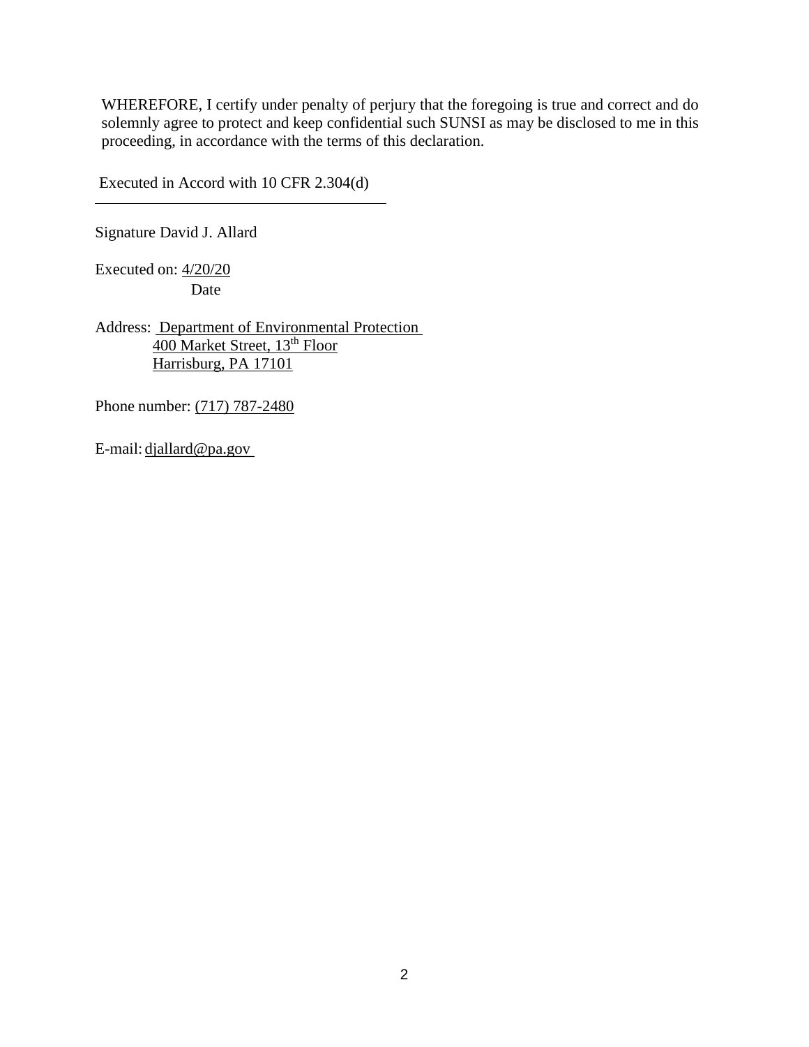WHEREFORE, I certify under penalty of perjury that the foregoing is true and correct and do solemnly agree to protect and keep confidential such SUNSI as may be disclosed to me in this proceeding, in accordance with the terms of this declaration.

Executed in Accord with 10 CFR 2.304(d)

---

Signature David J. Allard

Executed on: 4/20/20
Date

Address: Department of Environmental Protection
400 Market Street, 13th Floor
Harrisburg, PA 17101

Phone number: (717) 787-2480

E-mail: djallard@pa.gov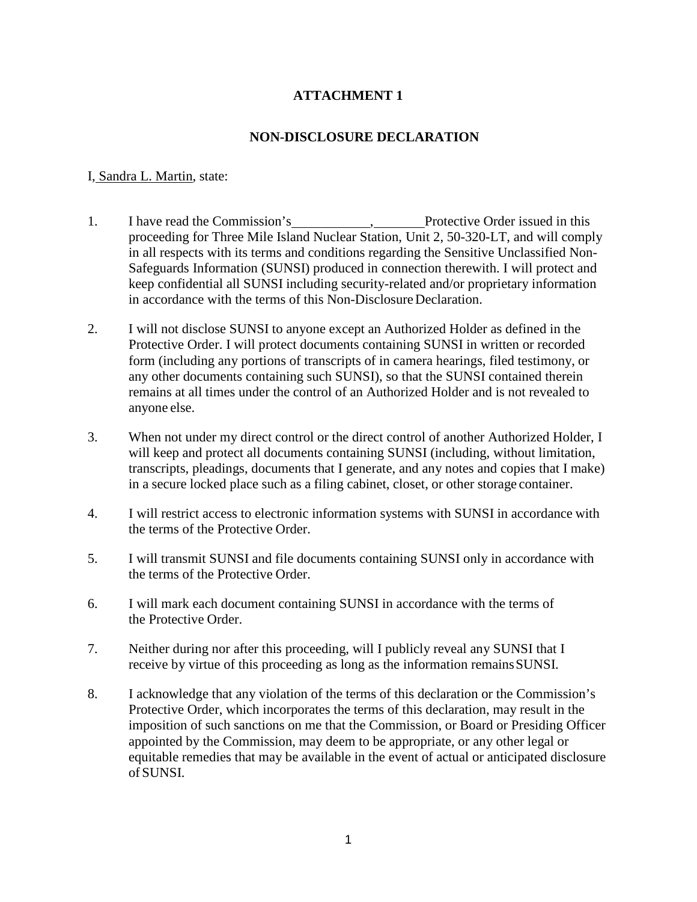# ATTACHMENT 1

## NON-DISCLOSURE DECLARATION

I, Sandra L. Martin, state:

1. I have read the Commission's ___________, _______ Protective Order issued in this proceeding for Three Mile Island Nuclear Station, Unit 2, 50-320-LT, and will comply in all respects with its terms and conditions regarding the Sensitive Unclassified Non-Safeguards Information (SUNSI) produced in connection therewith. I will protect and keep confidential all SUNSI including security-related and/or proprietary information in accordance with the terms of this Non-Disclosure Declaration.

2. I will not disclose SUNSI to anyone except an Authorized Holder as defined in the Protective Order. I will protect documents containing SUNSI in written or recorded form (including any portions of transcripts of in camera hearings, filed testimony, or any other documents containing such SUNSI), so that the SUNSI contained therein remains at all times under the control of an Authorized Holder and is not revealed to anyone else.

3. When not under my direct control or the direct control of another Authorized Holder, I will keep and protect all documents containing SUNSI (including, without limitation, transcripts, pleadings, documents that I generate, and any notes and copies that I make) in a secure locked place such as a filing cabinet, closet, or other storage container.

4. I will restrict access to electronic information systems with SUNSI in accordance with the terms of the Protective Order.

5. I will transmit SUNSI and file documents containing SUNSI only in accordance with the terms of the Protective Order.

6. I will mark each document containing SUNSI in accordance with the terms of the Protective Order.

7. Neither during nor after this proceeding, will I publicly reveal any SUNSI that I receive by virtue of this proceeding as long as the information remains SUNSI.

8. I acknowledge that any violation of the terms of this declaration or the Commission's Protective Order, which incorporates the terms of this declaration, may result in the imposition of such sanctions on me that the Commission, or Board or Presiding Officer appointed by the Commission, may deem to be appropriate, or any other legal or equitable remedies that may be available in the event of actual or anticipated disclosure of SUNSI.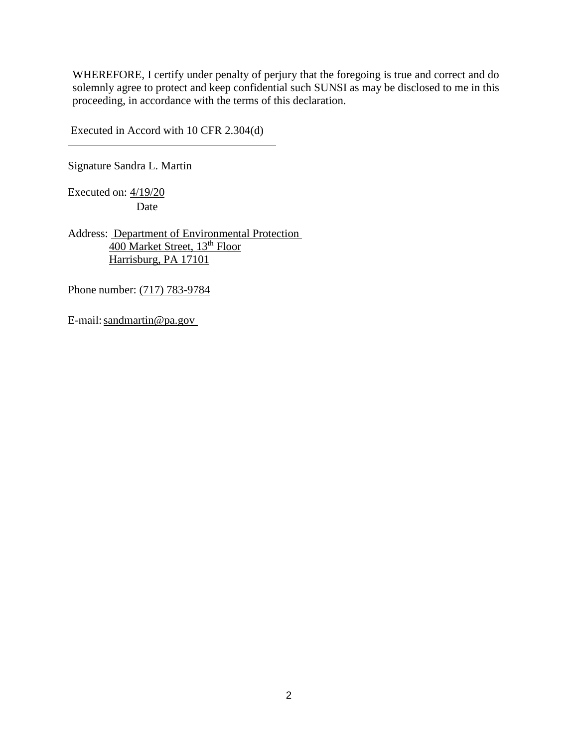WHEREFORE, I certify under penalty of perjury that the foregoing is true and correct and do solemnly agree to protect and keep confidential such SUNSI as may be disclosed to me in this proceeding, in accordance with the terms of this declaration.

Executed in Accord with 10 CFR 2.304(d)

---

Signature Sandra L. Martin

Executed on: 4/19/20
Date

Address: Department of Environmental Protection
400 Market Street, 13th Floor
Harrisburg, PA 17101

Phone number: (717) 783-9784

E-mail: sandmartin@pa.gov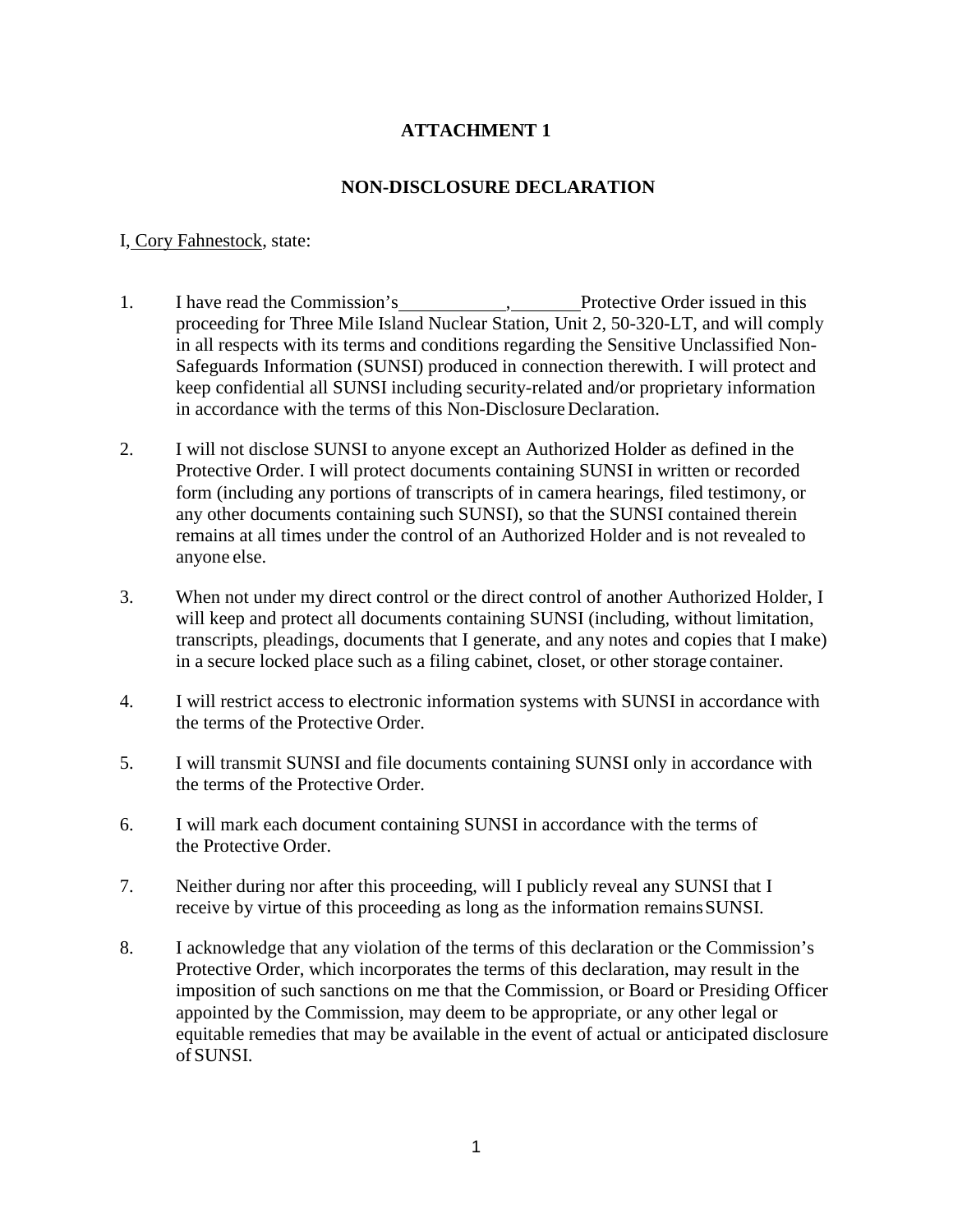# ATTACHMENT 1

## NON-DISCLOSURE DECLARATION

I, Cory Fahnestock, state:

1. I have read the Commission's ___________, _______ Protective Order issued in this proceeding for Three Mile Island Nuclear Station, Unit 2, 50-320-LT, and will comply in all respects with its terms and conditions regarding the Sensitive Unclassified Non-Safeguards Information (SUNSI) produced in connection therewith. I will protect and keep confidential all SUNSI including security-related and/or proprietary information in accordance with the terms of this Non-Disclosure Declaration.

2. I will not disclose SUNSI to anyone except an Authorized Holder as defined in the Protective Order. I will protect documents containing SUNSI in written or recorded form (including any portions of transcripts of in camera hearings, filed testimony, or any other documents containing such SUNSI), so that the SUNSI contained therein remains at all times under the control of an Authorized Holder and is not revealed to anyone else.

3. When not under my direct control or the direct control of another Authorized Holder, I will keep and protect all documents containing SUNSI (including, without limitation, transcripts, pleadings, documents that I generate, and any notes and copies that I make) in a secure locked place such as a filing cabinet, closet, or other storage container.

4. I will restrict access to electronic information systems with SUNSI in accordance with the terms of the Protective Order.

5. I will transmit SUNSI and file documents containing SUNSI only in accordance with the terms of the Protective Order.

6. I will mark each document containing SUNSI in accordance with the terms of the Protective Order.

7. Neither during nor after this proceeding, will I publicly reveal any SUNSI that I receive by virtue of this proceeding as long as the information remains SUNSI.

8. I acknowledge that any violation of the terms of this declaration or the Commission's Protective Order, which incorporates the terms of this declaration, may result in the imposition of such sanctions on me that the Commission, or Board or Presiding Officer appointed by the Commission, may deem to be appropriate, or any other legal or equitable remedies that may be available in the event of actual or anticipated disclosure of SUNSI.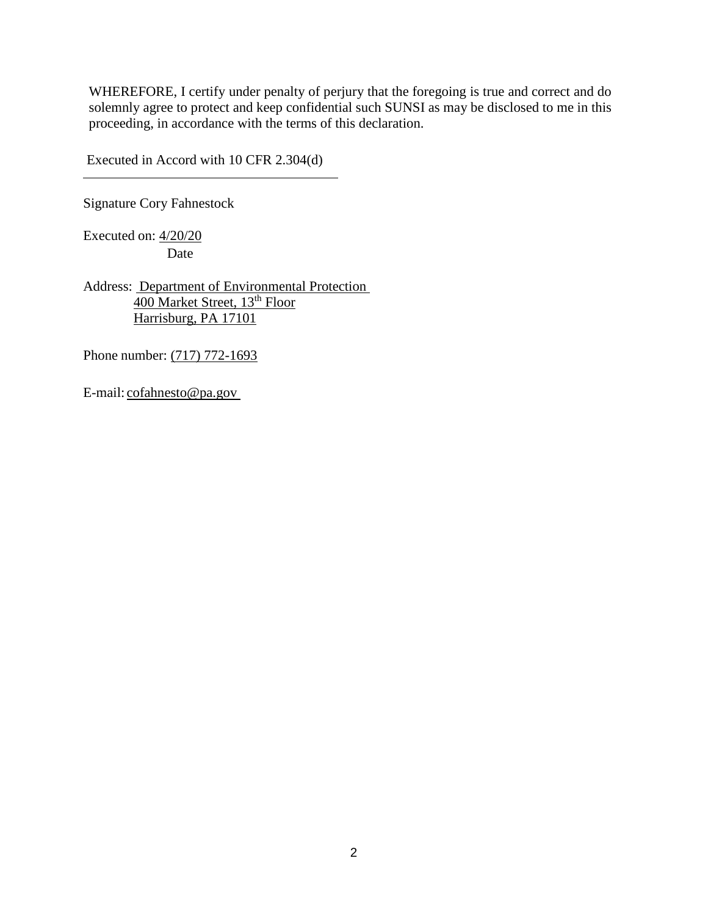WHEREFORE, I certify under penalty of perjury that the foregoing is true and correct and do solemnly agree to protect and keep confidential such SUNSI as may be disclosed to me in this proceeding, in accordance with the terms of this declaration.

Executed in Accord with 10 CFR 2.304(d)

\_\_\_\_\_\_\_\_\_\_\_\_\_\_\_\_\_\_\_\_\_\_\_\_\_\_\_\_\_\_\_\_\_\_\_\_\_\_\_\_

Signature Cory Fahnestock

Executed on: 4/20/20
Date

Address: Department of Environmental Protection
400 Market Street, 13th Floor
Harrisburg, PA 17101

Phone number: (717) 772-1693

E-mail: cofahnesto@pa.gov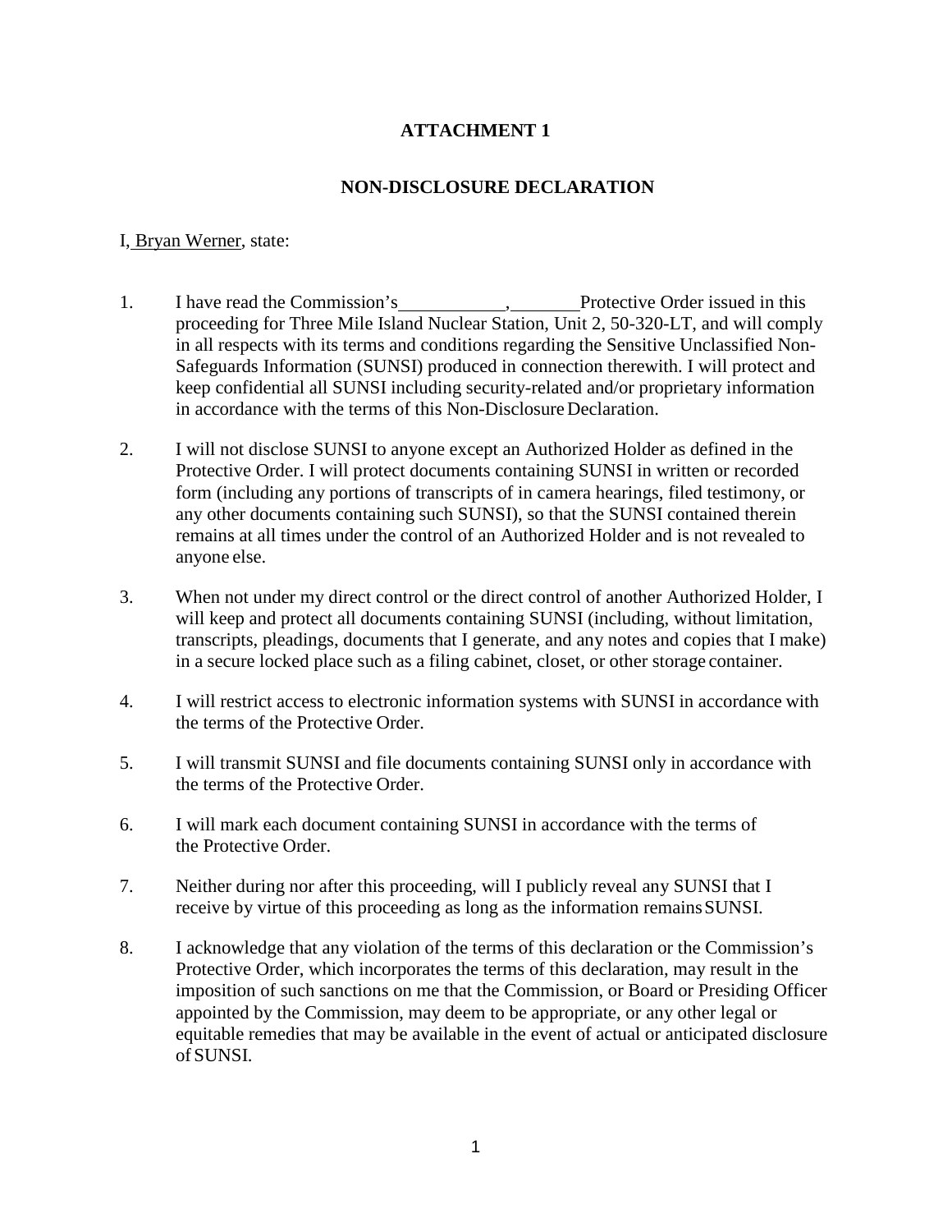**ATTACHMENT 1**

**NON-DISCLOSURE DECLARATION**

I, Bryan Werner, state:

1. I have read the Commission's ___________, _______ Protective Order issued in this proceeding for Three Mile Island Nuclear Station, Unit 2, 50-320-LT, and will comply in all respects with its terms and conditions regarding the Sensitive Unclassified Non-Safeguards Information (SUNSI) produced in connection therewith. I will protect and keep confidential all SUNSI including security-related and/or proprietary information in accordance with the terms of this Non-Disclosure Declaration.

2. I will not disclose SUNSI to anyone except an Authorized Holder as defined in the Protective Order. I will protect documents containing SUNSI in written or recorded form (including any portions of transcripts of in camera hearings, filed testimony, or any other documents containing such SUNSI), so that the SUNSI contained therein remains at all times under the control of an Authorized Holder and is not revealed to anyone else.

3. When not under my direct control or the direct control of another Authorized Holder, I will keep and protect all documents containing SUNSI (including, without limitation, transcripts, pleadings, documents that I generate, and any notes and copies that I make) in a secure locked place such as a filing cabinet, closet, or other storage container.

4. I will restrict access to electronic information systems with SUNSI in accordance with the terms of the Protective Order.

5. I will transmit SUNSI and file documents containing SUNSI only in accordance with the terms of the Protective Order.

6. I will mark each document containing SUNSI in accordance with the terms of the Protective Order.

7. Neither during nor after this proceeding, will I publicly reveal any SUNSI that I receive by virtue of this proceeding as long as the information remains SUNSI.

8. I acknowledge that any violation of the terms of this declaration or the Commission's Protective Order, which incorporates the terms of this declaration, may result in the imposition of such sanctions on me that the Commission, or Board or Presiding Officer appointed by the Commission, may deem to be appropriate, or any other legal or equitable remedies that may be available in the event of actual or anticipated disclosure of SUNSI.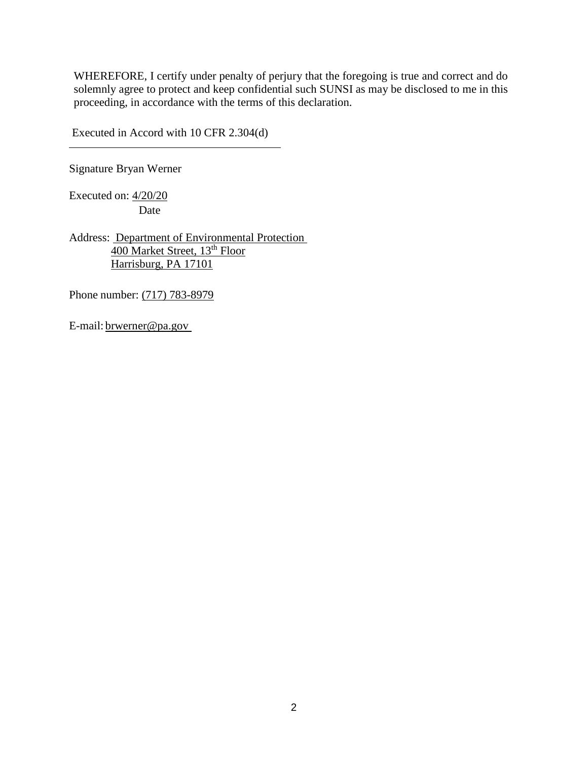WHEREFORE, I certify under penalty of perjury that the foregoing is true and correct and do solemnly agree to protect and keep confidential such SUNSI as may be disclosed to me in this proceeding, in accordance with the terms of this declaration.

Executed in Accord with 10 CFR 2.304(d)

---

Signature Bryan Werner

Executed on: 4/20/20
Date

Address: Department of Environmental Protection
400 Market Street, 13th Floor
Harrisburg, PA 17101

Phone number: (717) 783-8979

E-mail: brwerner@pa.gov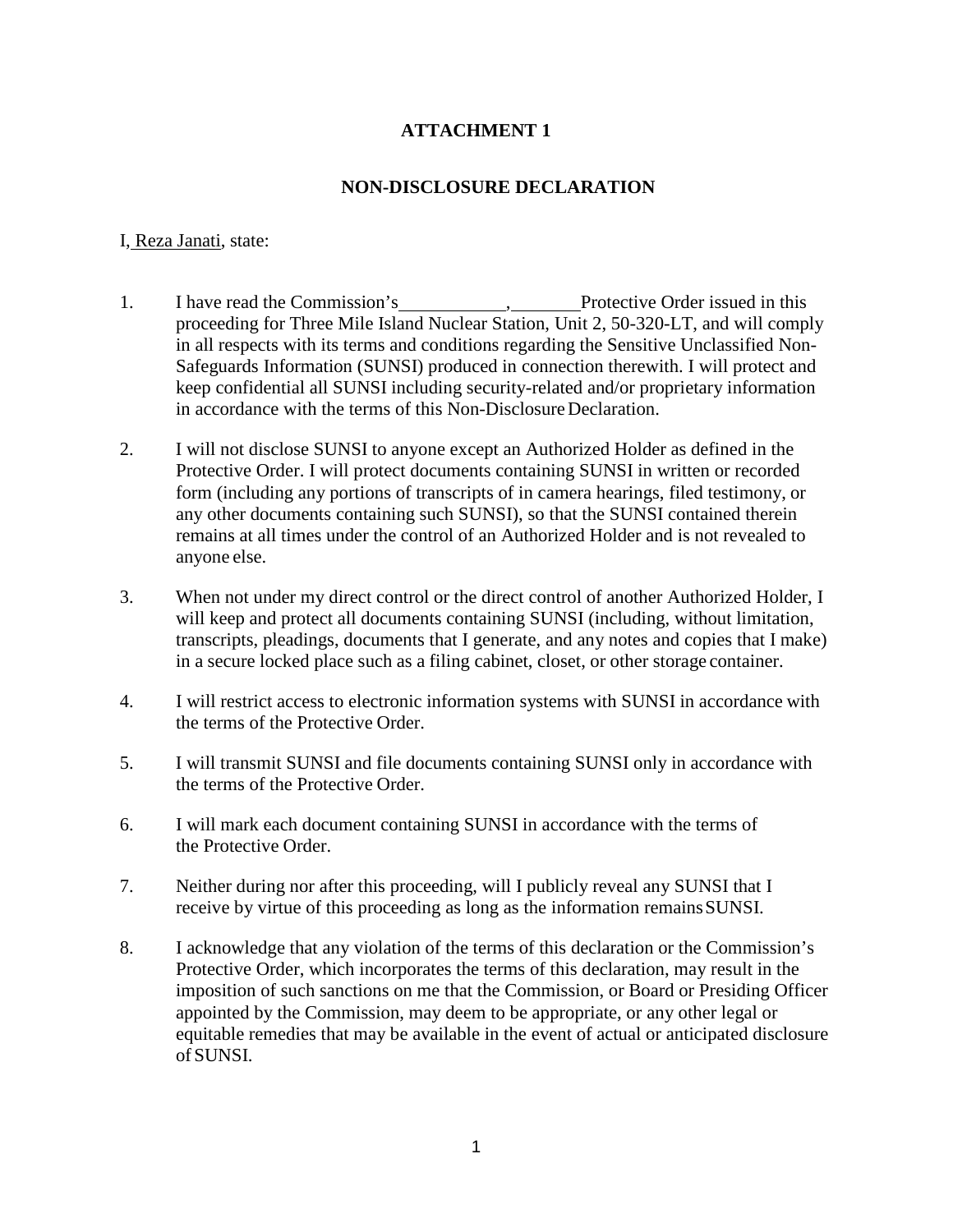**ATTACHMENT 1**

**NON-DISCLOSURE DECLARATION**

I, Reza Janati, state:

1. I have read the Commission's ___________, _______ Protective Order issued in this proceeding for Three Mile Island Nuclear Station, Unit 2, 50-320-LT, and will comply in all respects with its terms and conditions regarding the Sensitive Unclassified Non-Safeguards Information (SUNSI) produced in connection therewith. I will protect and keep confidential all SUNSI including security-related and/or proprietary information in accordance with the terms of this Non-Disclosure Declaration.

2. I will not disclose SUNSI to anyone except an Authorized Holder as defined in the Protective Order. I will protect documents containing SUNSI in written or recorded form (including any portions of transcripts of in camera hearings, filed testimony, or any other documents containing such SUNSI), so that the SUNSI contained therein remains at all times under the control of an Authorized Holder and is not revealed to anyone else.

3. When not under my direct control or the direct control of another Authorized Holder, I will keep and protect all documents containing SUNSI (including, without limitation, transcripts, pleadings, documents that I generate, and any notes and copies that I make) in a secure locked place such as a filing cabinet, closet, or other storage container.

4. I will restrict access to electronic information systems with SUNSI in accordance with the terms of the Protective Order.

5. I will transmit SUNSI and file documents containing SUNSI only in accordance with the terms of the Protective Order.

6. I will mark each document containing SUNSI in accordance with the terms of the Protective Order.

7. Neither during nor after this proceeding, will I publicly reveal any SUNSI that I receive by virtue of this proceeding as long as the information remains SUNSI.

8. I acknowledge that any violation of the terms of this declaration or the Commission's Protective Order, which incorporates the terms of this declaration, may result in the imposition of such sanctions on me that the Commission, or Board or Presiding Officer appointed by the Commission, may deem to be appropriate, or any other legal or equitable remedies that may be available in the event of actual or anticipated disclosure of SUNSI.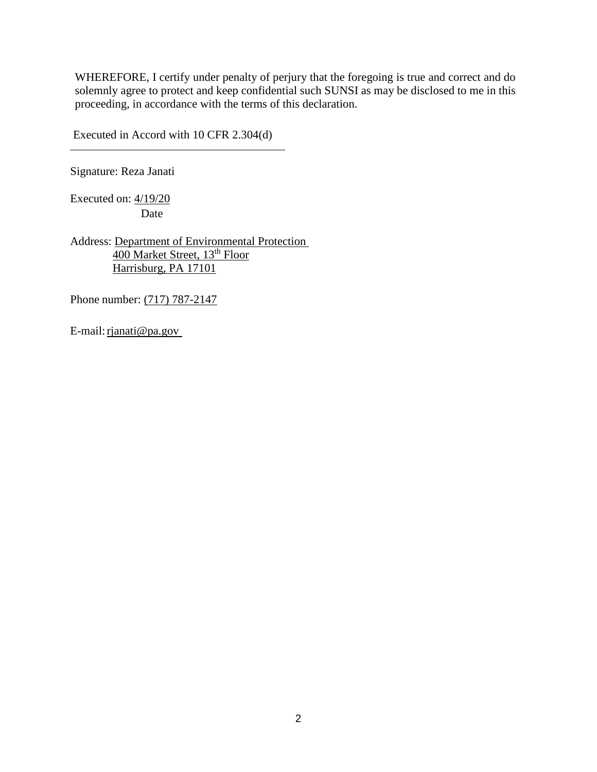WHEREFORE, I certify under penalty of perjury that the foregoing is true and correct and do solemnly agree to protect and keep confidential such SUNSI as may be disclosed to me in this proceeding, in accordance with the terms of this declaration.

Executed in Accord with 10 CFR 2.304(d)

---

Signature: Reza Janati

Executed on: 4/19/20
Date

Address: Department of Environmental Protection
400 Market Street, 13th Floor
Harrisburg, PA 17101

Phone number: (717) 787-2147

E-mail: rjanati@pa.gov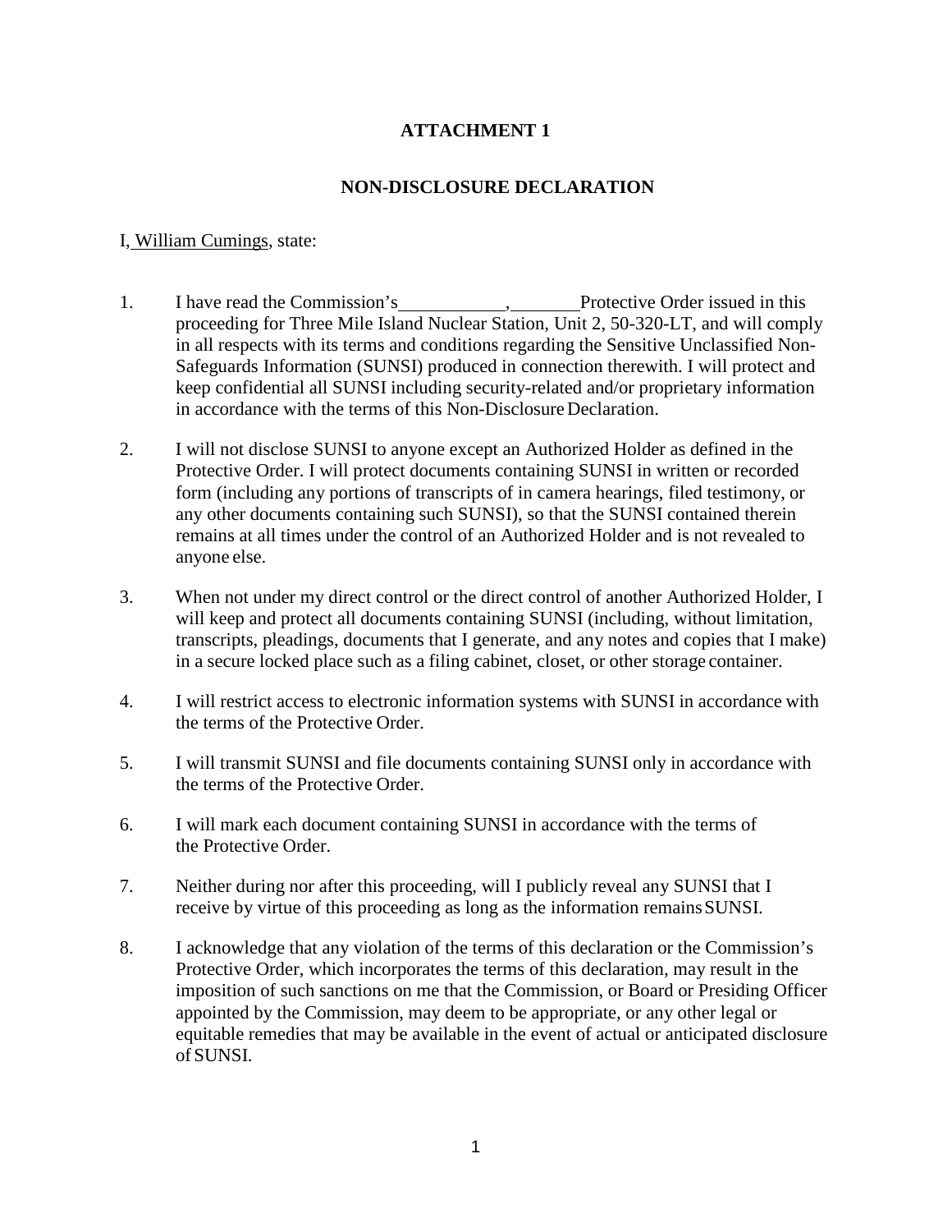# ATTACHMENT 1

## NON-DISCLOSURE DECLARATION

I, William Cumings, state:

1. I have read the Commission's ___________, _______ Protective Order issued in this proceeding for Three Mile Island Nuclear Station, Unit 2, 50-320-LT, and will comply in all respects with its terms and conditions regarding the Sensitive Unclassified Non-Safeguards Information (SUNSI) produced in connection therewith. I will protect and keep confidential all SUNSI including security-related and/or proprietary information in accordance with the terms of this Non-Disclosure Declaration.

2. I will not disclose SUNSI to anyone except an Authorized Holder as defined in the Protective Order. I will protect documents containing SUNSI in written or recorded form (including any portions of transcripts of in camera hearings, filed testimony, or any other documents containing such SUNSI), so that the SUNSI contained therein remains at all times under the control of an Authorized Holder and is not revealed to anyone else.

3. When not under my direct control or the direct control of another Authorized Holder, I will keep and protect all documents containing SUNSI (including, without limitation, transcripts, pleadings, documents that I generate, and any notes and copies that I make) in a secure locked place such as a filing cabinet, closet, or other storage container.

4. I will restrict access to electronic information systems with SUNSI in accordance with the terms of the Protective Order.

5. I will transmit SUNSI and file documents containing SUNSI only in accordance with the terms of the Protective Order.

6. I will mark each document containing SUNSI in accordance with the terms of the Protective Order.

7. Neither during nor after this proceeding, will I publicly reveal any SUNSI that I receive by virtue of this proceeding as long as the information remains SUNSI.

8. I acknowledge that any violation of the terms of this declaration or the Commission's Protective Order, which incorporates the terms of this declaration, may result in the imposition of such sanctions on me that the Commission, or Board or Presiding Officer appointed by the Commission, may deem to be appropriate, or any other legal or equitable remedies that may be available in the event of actual or anticipated disclosure of SUNSI.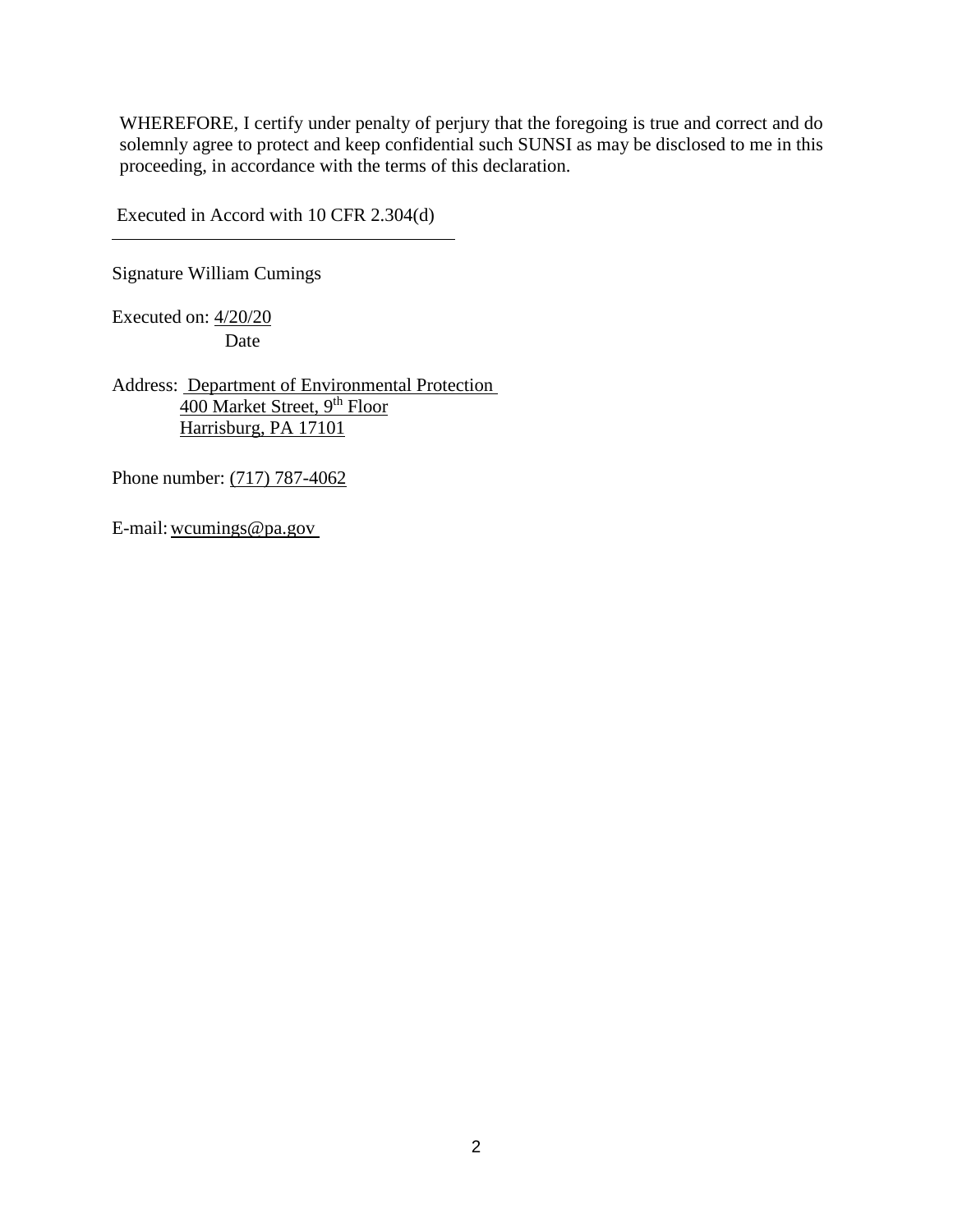WHEREFORE, I certify under penalty of perjury that the foregoing is true and correct and do solemnly agree to protect and keep confidential such SUNSI as may be disclosed to me in this proceeding, in accordance with the terms of this declaration.

Executed in Accord with 10 CFR 2.304(d)

---

Signature William Cumings

Executed on: 4/20/20
Date

Address: Department of Environmental Protection
400 Market Street, 9th Floor
Harrisburg, PA 17101

Phone number: (717) 787-4062

E-mail: wcumings@pa.gov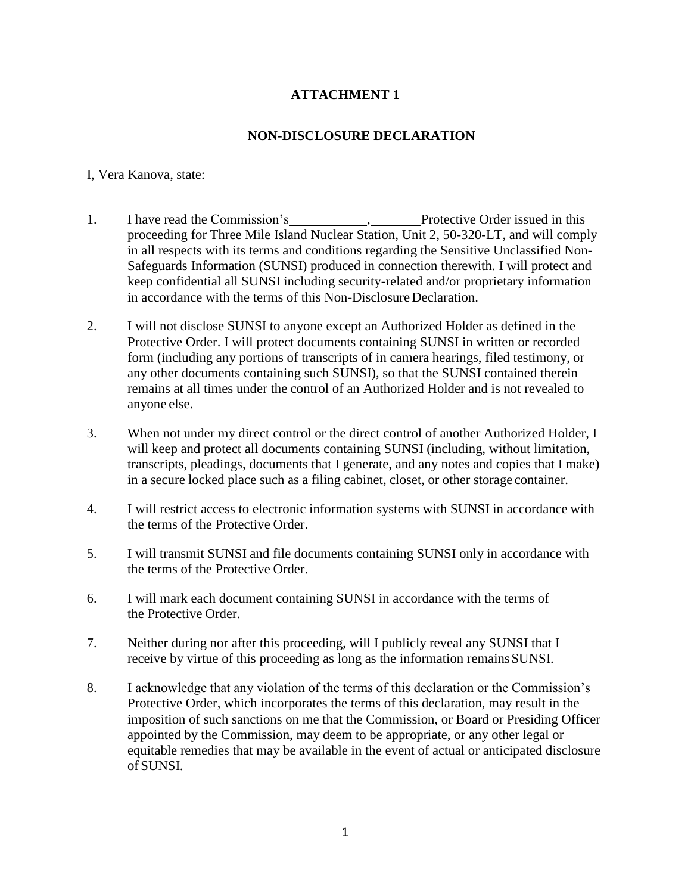## ATTACHMENT 1

## NON-DISCLOSURE DECLARATION

I, Vera Kanova, state:

1. I have read the Commission's\_\_\_\_\_\_\_\_\_\_\_\_,\_\_\_\_\_\_\_\_Protective Order issued in this proceeding for Three Mile Island Nuclear Station, Unit 2, 50-320-LT, and will comply in all respects with its terms and conditions regarding the Sensitive Unclassified Non-Safeguards Information (SUNSI) produced in connection therewith. I will protect and keep confidential all SUNSI including security-related and/or proprietary information in accordance with the terms of this Non-Disclosure Declaration.

2. I will not disclose SUNSI to anyone except an Authorized Holder as defined in the Protective Order. I will protect documents containing SUNSI in written or recorded form (including any portions of transcripts of in camera hearings, filed testimony, or any other documents containing such SUNSI), so that the SUNSI contained therein remains at all times under the control of an Authorized Holder and is not revealed to anyone else.

3. When not under my direct control or the direct control of another Authorized Holder, I will keep and protect all documents containing SUNSI (including, without limitation, transcripts, pleadings, documents that I generate, and any notes and copies that I make) in a secure locked place such as a filing cabinet, closet, or other storage container.

4. I will restrict access to electronic information systems with SUNSI in accordance with the terms of the Protective Order.

5. I will transmit SUNSI and file documents containing SUNSI only in accordance with the terms of the Protective Order.

6. I will mark each document containing SUNSI in accordance with the terms of the Protective Order.

7. Neither during nor after this proceeding, will I publicly reveal any SUNSI that I receive by virtue of this proceeding as long as the information remains SUNSI.

8. I acknowledge that any violation of the terms of this declaration or the Commission's Protective Order, which incorporates the terms of this declaration, may result in the imposition of such sanctions on me that the Commission, or Board or Presiding Officer appointed by the Commission, may deem to be appropriate, or any other legal or equitable remedies that may be available in the event of actual or anticipated disclosure of SUNSI.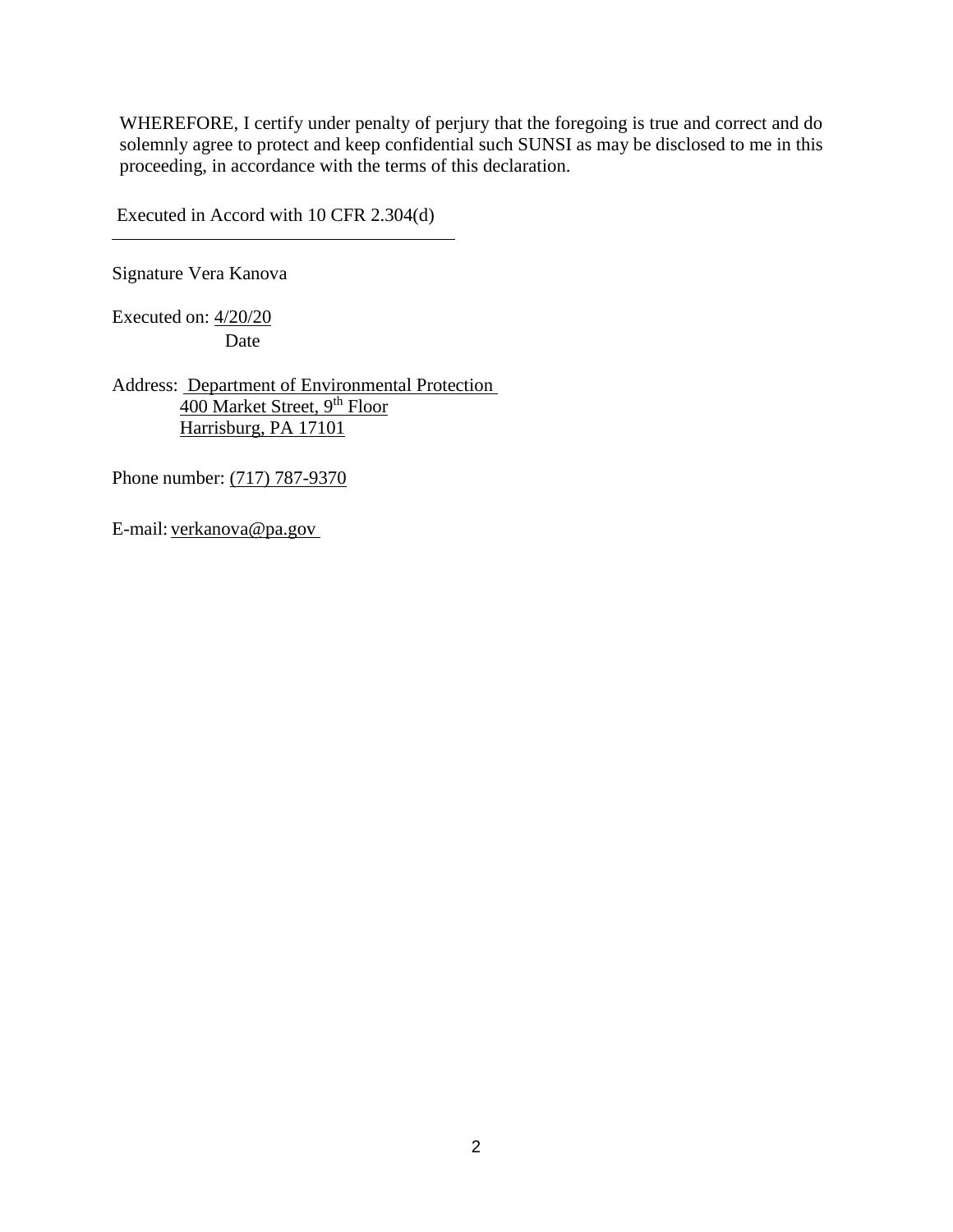WHEREFORE, I certify under penalty of perjury that the foregoing is true and correct and do solemnly agree to protect and keep confidential such SUNSI as may be disclosed to me in this proceeding, in accordance with the terms of this declaration.

Executed in Accord with 10 CFR 2.304(d)

Signature Vera Kanova

Executed on: 4/20/20
Date

Address: Department of Environmental Protection
400 Market Street, 9th Floor
Harrisburg, PA 17101

Phone number: (717) 787-9370

E-mail: verkanova@pa.gov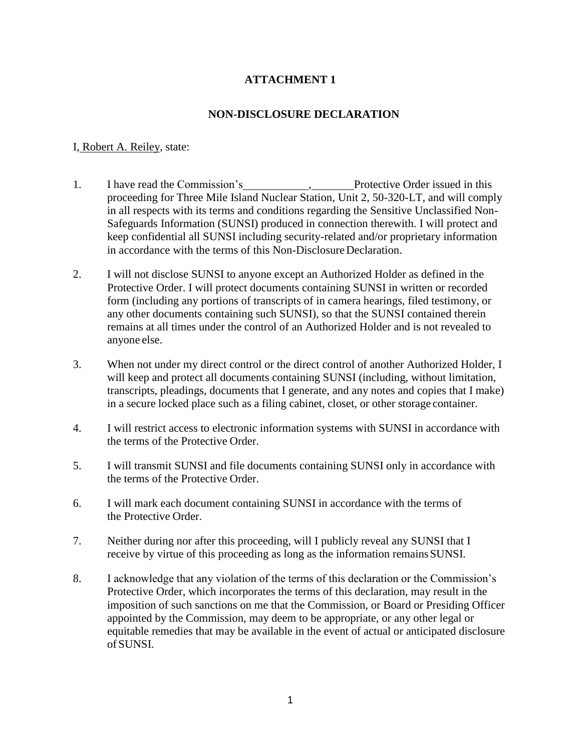# ATTACHMENT 1

## NON-DISCLOSURE DECLARATION

I, Robert A. Reiley, state:

1. I have read the Commission's ___________, _______ Protective Order issued in this proceeding for Three Mile Island Nuclear Station, Unit 2, 50-320-LT, and will comply in all respects with its terms and conditions regarding the Sensitive Unclassified Non-Safeguards Information (SUNSI) produced in connection therewith. I will protect and keep confidential all SUNSI including security-related and/or proprietary information in accordance with the terms of this Non-Disclosure Declaration.

2. I will not disclose SUNSI to anyone except an Authorized Holder as defined in the Protective Order. I will protect documents containing SUNSI in written or recorded form (including any portions of transcripts of in camera hearings, filed testimony, or any other documents containing such SUNSI), so that the SUNSI contained therein remains at all times under the control of an Authorized Holder and is not revealed to anyone else.

3. When not under my direct control or the direct control of another Authorized Holder, I will keep and protect all documents containing SUNSI (including, without limitation, transcripts, pleadings, documents that I generate, and any notes and copies that I make) in a secure locked place such as a filing cabinet, closet, or other storage container.

4. I will restrict access to electronic information systems with SUNSI in accordance with the terms of the Protective Order.

5. I will transmit SUNSI and file documents containing SUNSI only in accordance with the terms of the Protective Order.

6. I will mark each document containing SUNSI in accordance with the terms of the Protective Order.

7. Neither during nor after this proceeding, will I publicly reveal any SUNSI that I receive by virtue of this proceeding as long as the information remains SUNSI.

8. I acknowledge that any violation of the terms of this declaration or the Commission's Protective Order, which incorporates the terms of this declaration, may result in the imposition of such sanctions on me that the Commission, or Board or Presiding Officer appointed by the Commission, may deem to be appropriate, or any other legal or equitable remedies that may be available in the event of actual or anticipated disclosure of SUNSI.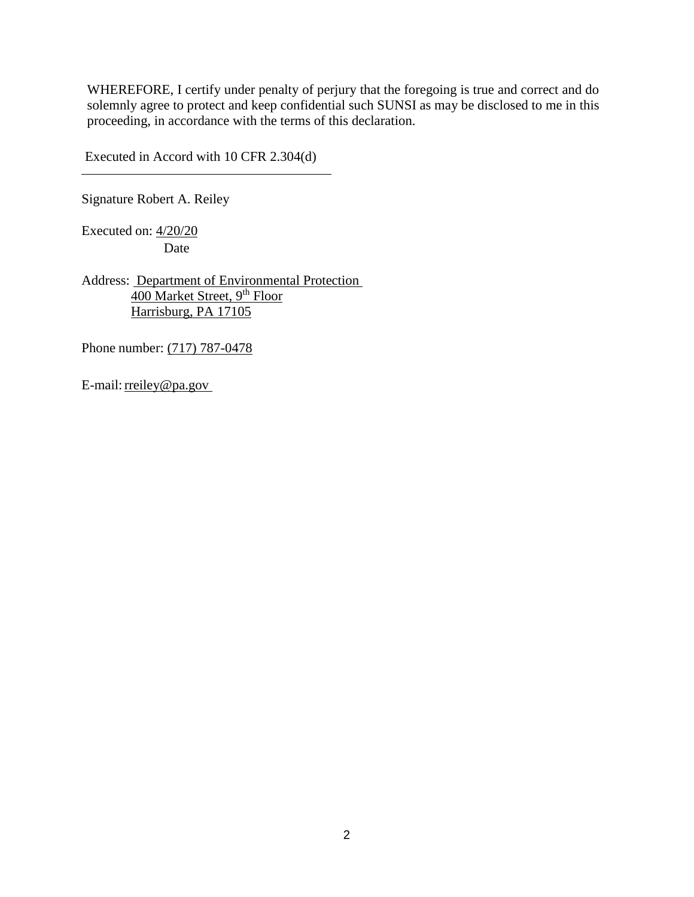WHEREFORE, I certify under penalty of perjury that the foregoing is true and correct and do solemnly agree to protect and keep confidential such SUNSI as may be disclosed to me in this proceeding, in accordance with the terms of this declaration.

Executed in Accord with 10 CFR 2.304(d)

Signature Robert A. Reiley

Executed on: 4/20/20
Date

Address: Department of Environmental Protection
400 Market Street, 9th Floor
Harrisburg, PA 17105

Phone number: (717) 787-0478

E-mail: rreiley@pa.gov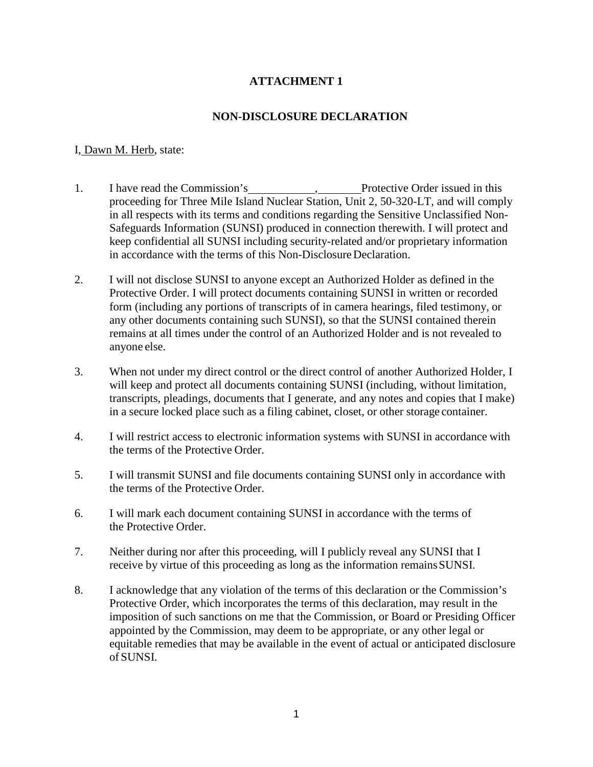**ATTACHMENT 1**

**NON-DISCLOSURE DECLARATION**

I, Dawn M. Herb, state:

1. I have read the Commission's ___________, _______ Protective Order issued in this proceeding for Three Mile Island Nuclear Station, Unit 2, 50-320-LT, and will comply in all respects with its terms and conditions regarding the Sensitive Unclassified Non-Safeguards Information (SUNSI) produced in connection therewith. I will protect and keep confidential all SUNSI including security-related and/or proprietary information in accordance with the terms of this Non-Disclosure Declaration.

2. I will not disclose SUNSI to anyone except an Authorized Holder as defined in the Protective Order. I will protect documents containing SUNSI in written or recorded form (including any portions of transcripts of in camera hearings, filed testimony, or any other documents containing such SUNSI), so that the SUNSI contained therein remains at all times under the control of an Authorized Holder and is not revealed to anyone else.

3. When not under my direct control or the direct control of another Authorized Holder, I will keep and protect all documents containing SUNSI (including, without limitation, transcripts, pleadings, documents that I generate, and any notes and copies that I make) in a secure locked place such as a filing cabinet, closet, or other storage container.

4. I will restrict access to electronic information systems with SUNSI in accordance with the terms of the Protective Order.

5. I will transmit SUNSI and file documents containing SUNSI only in accordance with the terms of the Protective Order.

6. I will mark each document containing SUNSI in accordance with the terms of the Protective Order.

7. Neither during nor after this proceeding, will I publicly reveal any SUNSI that I receive by virtue of this proceeding as long as the information remains SUNSI.

8. I acknowledge that any violation of the terms of this declaration or the Commission's Protective Order, which incorporates the terms of this declaration, may result in the imposition of such sanctions on me that the Commission, or Board or Presiding Officer appointed by the Commission, may deem to be appropriate, or any other legal or equitable remedies that may be available in the event of actual or anticipated disclosure of SUNSI.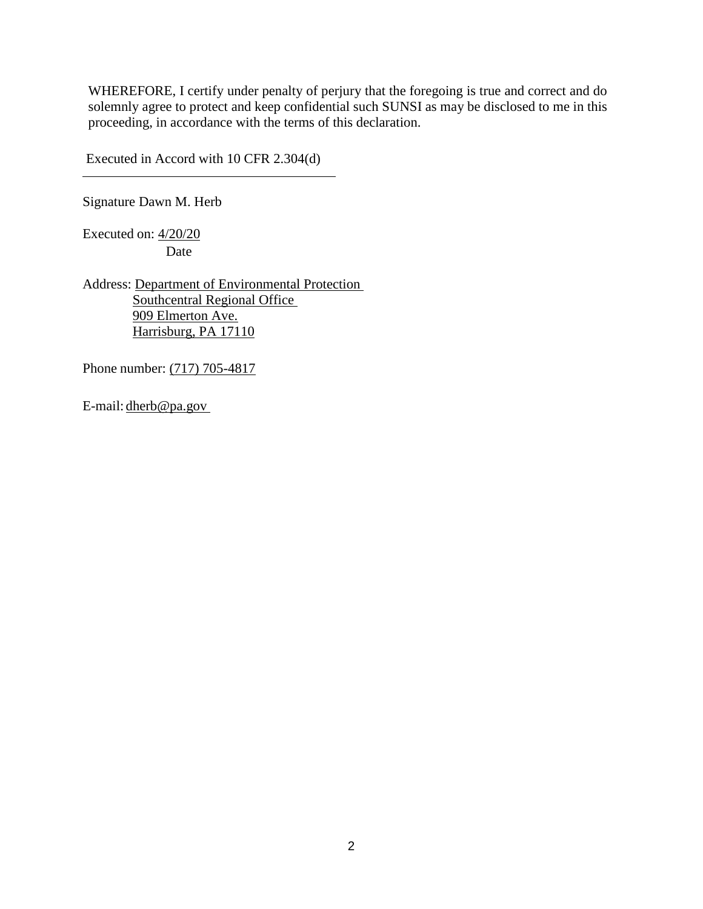WHEREFORE, I certify under penalty of perjury that the foregoing is true and correct and do solemnly agree to protect and keep confidential such SUNSI as may be disclosed to me in this proceeding, in accordance with the terms of this declaration.

Executed in Accord with 10 CFR 2.304(d)

---

Signature Dawn M. Herb

Executed on: 4/20/20
Date

Address: Department of Environmental Protection
Southcentral Regional Office
909 Elmerton Ave.
Harrisburg, PA 17110

Phone number: (717) 705-4817

E-mail: dherb@pa.gov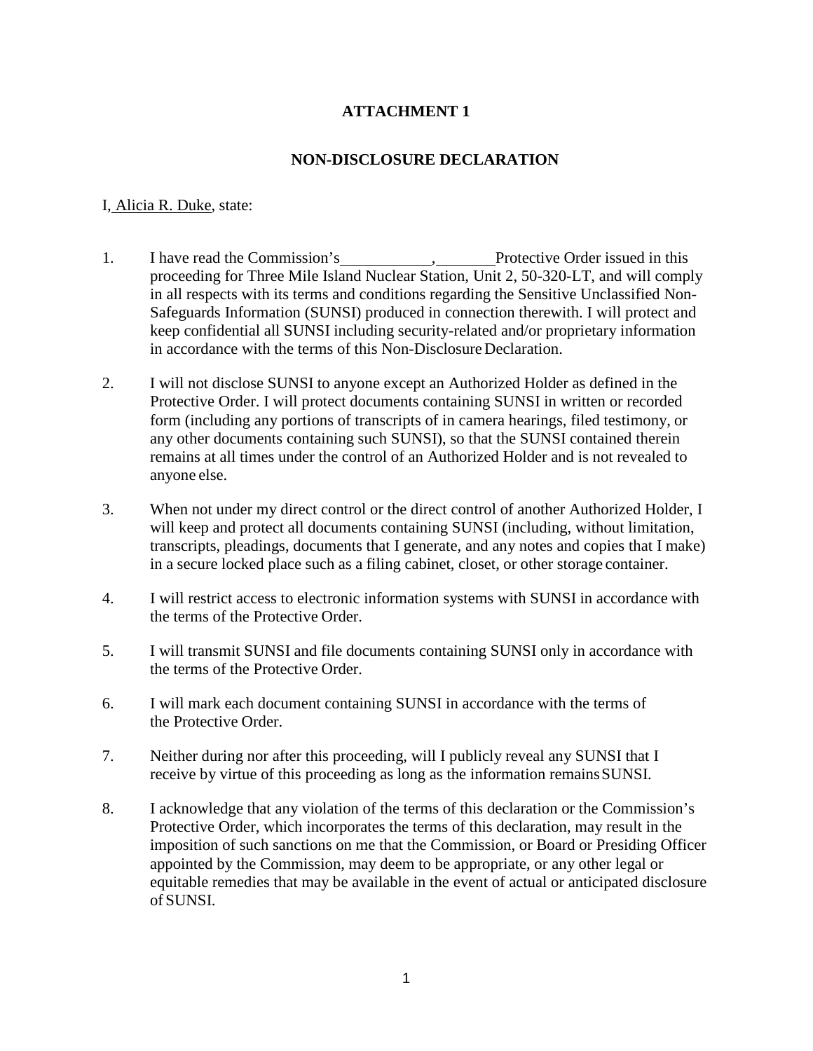## ATTACHMENT 1

## NON-DISCLOSURE DECLARATION

I, Alicia R. Duke, state:

1. I have read the Commission's ___________, _______ Protective Order issued in this proceeding for Three Mile Island Nuclear Station, Unit 2, 50-320-LT, and will comply in all respects with its terms and conditions regarding the Sensitive Unclassified Non-Safeguards Information (SUNSI) produced in connection therewith. I will protect and keep confidential all SUNSI including security-related and/or proprietary information in accordance with the terms of this Non-Disclosure Declaration.

2. I will not disclose SUNSI to anyone except an Authorized Holder as defined in the Protective Order. I will protect documents containing SUNSI in written or recorded form (including any portions of transcripts of in camera hearings, filed testimony, or any other documents containing such SUNSI), so that the SUNSI contained therein remains at all times under the control of an Authorized Holder and is not revealed to anyone else.

3. When not under my direct control or the direct control of another Authorized Holder, I will keep and protect all documents containing SUNSI (including, without limitation, transcripts, pleadings, documents that I generate, and any notes and copies that I make) in a secure locked place such as a filing cabinet, closet, or other storage container.

4. I will restrict access to electronic information systems with SUNSI in accordance with the terms of the Protective Order.

5. I will transmit SUNSI and file documents containing SUNSI only in accordance with the terms of the Protective Order.

6. I will mark each document containing SUNSI in accordance with the terms of the Protective Order.

7. Neither during nor after this proceeding, will I publicly reveal any SUNSI that I receive by virtue of this proceeding as long as the information remains SUNSI.

8. I acknowledge that any violation of the terms of this declaration or the Commission's Protective Order, which incorporates the terms of this declaration, may result in the imposition of such sanctions on me that the Commission, or Board or Presiding Officer appointed by the Commission, may deem to be appropriate, or any other legal or equitable remedies that may be available in the event of actual or anticipated disclosure of SUNSI.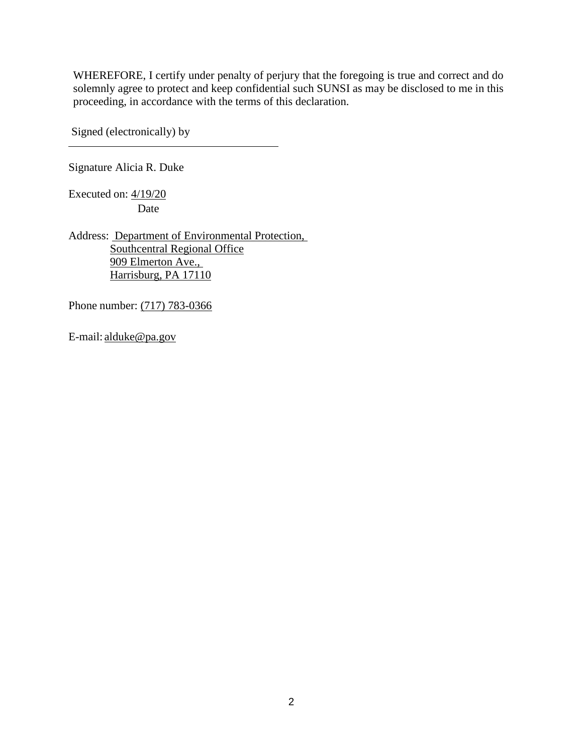WHEREFORE, I certify under penalty of perjury that the foregoing is true and correct and do solemnly agree to protect and keep confidential such SUNSI as may be disclosed to me in this proceeding, in accordance with the terms of this declaration.

Signed (electronically) by

\_\_\_\_\_\_\_\_\_\_\_\_\_\_\_\_\_\_\_\_\_\_\_\_\_\_\_\_\_\_\_\_\_\_\_\_\_\_\_\_

Signature Alicia R. Duke

Executed on: 4/19/20
Date

Address: Department of Environmental Protection,
Southcentral Regional Office
909 Elmerton Ave.,
Harrisburg, PA 17110

Phone number: (717) 783-0366

E-mail: alduke@pa.gov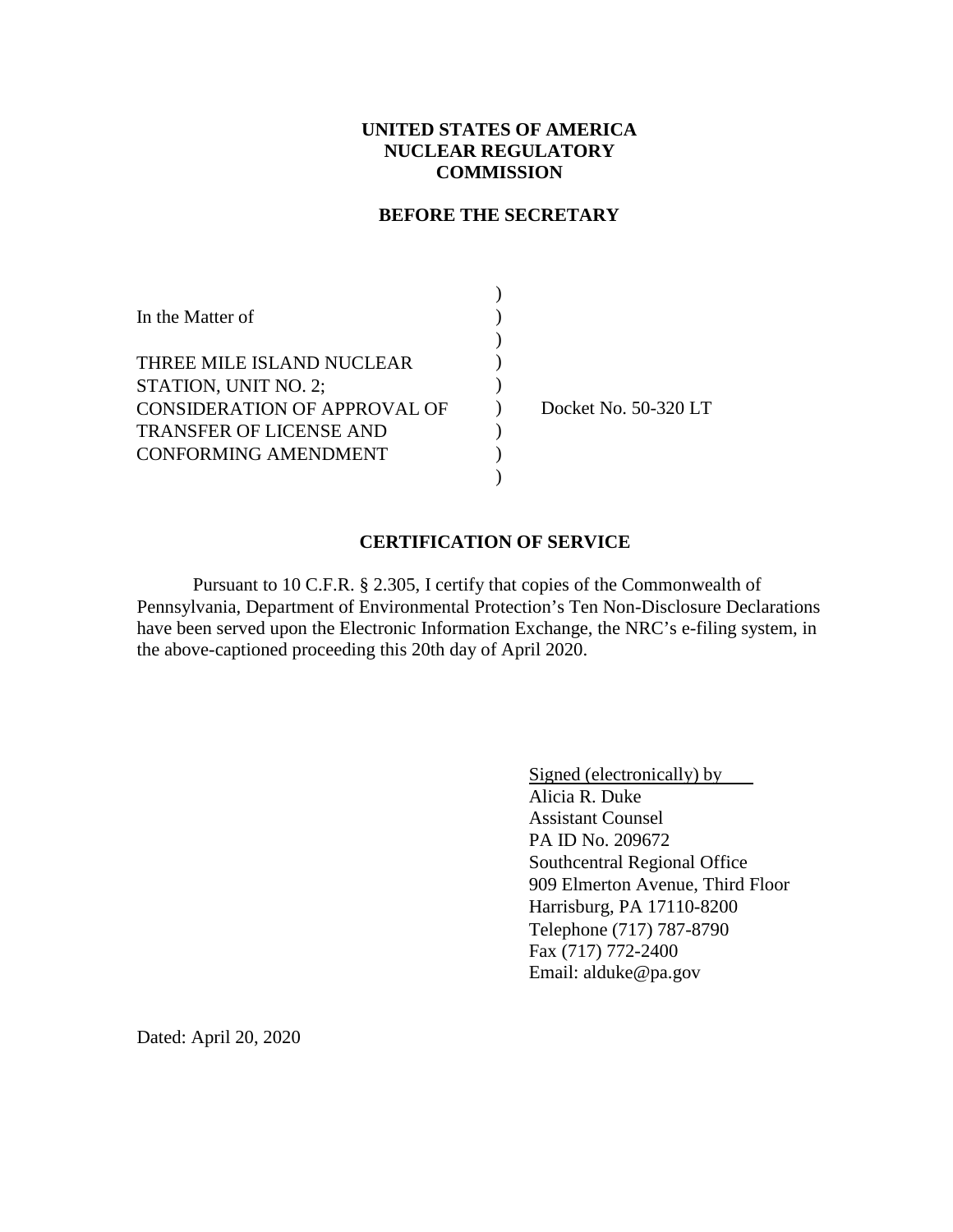**UNITED STATES OF AMERICA**
**NUCLEAR REGULATORY COMMISSION**

**BEFORE THE SECRETARY**

| | | |
|---|---|---|
| In the Matter of | ) | |
| | ) | |
| THREE MILE ISLAND NUCLEAR STATION, UNIT NO. 2; | ) | |
| CONSIDERATION OF APPROVAL OF TRANSFER OF LICENSE AND CONFORMING AMENDMENT | ) | Docket No. 50-320 LT |
| | ) | |

**CERTIFICATION OF SERVICE**

Pursuant to 10 C.F.R. § 2.305, I certify that copies of the Commonwealth of Pennsylvania, Department of Environmental Protection's Ten Non-Disclosure Declarations have been served upon the Electronic Information Exchange, the NRC's e-filing system, in the above-captioned proceeding this 20th day of April 2020.

Signed (electronically) by
Alicia R. Duke
Assistant Counsel
PA ID No. 209672
Southcentral Regional Office
909 Elmerton Avenue, Third Floor
Harrisburg, PA 17110-8200
Telephone (717) 787-8790
Fax (717) 772-2400
Email: alduke@pa.gov

Dated: April 20, 2020